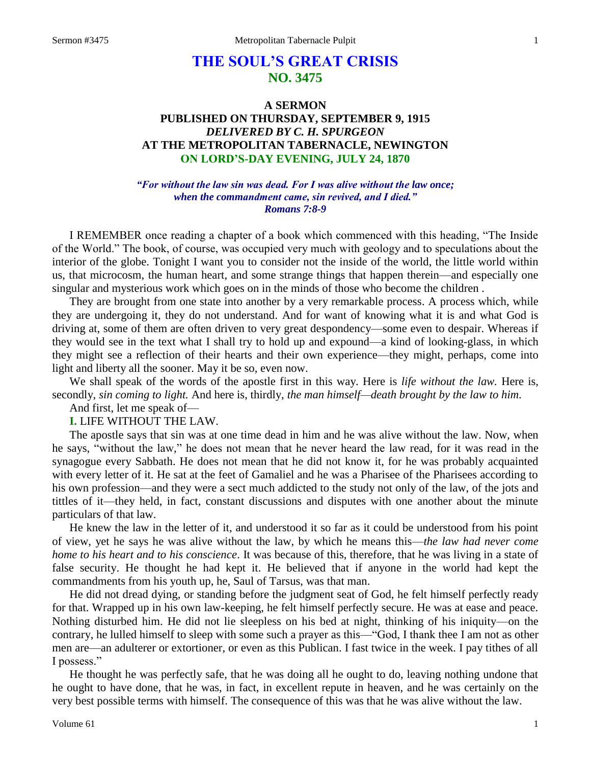# THE SOUL'S GREAT CRISIS
## NO. 3475

### A SERMON
### PUBLISHED ON THURSDAY, SEPTEMBER 9, 1915
### *DELIVERED BY C. H. SPURGEON*
### AT THE METROPOLITAN TABERNACLE, NEWINGTON
### ON LORD'S-DAY EVENING, JULY 24, 1870

***"For without the law sin was dead. For I was alive without the law once; when the commandment came, sin revived, and I died." Romans 7:8-9***

I REMEMBER once reading a chapter of a book which commenced with this heading, "The Inside of the World." The book, of course, was occupied very much with geology and to speculations about the interior of the globe. Tonight I want you to consider not the inside of the world, the little world within us, that microcosm, the human heart, and some strange things that happen therein—and especially one singular and mysterious work which goes on in the minds of those who become the children .

They are brought from one state into another by a very remarkable process. A process which, while they are undergoing it, they do not understand. And for want of knowing what it is and what God is driving at, some of them are often driven to very great despondency—some even to despair. Whereas if they would see in the text what I shall try to hold up and expound—a kind of looking-glass, in which they might see a reflection of their hearts and their own experience—they might, perhaps, come into light and liberty all the sooner. May it be so, even now.

We shall speak of the words of the apostle first in this way. Here is *life without the law.* Here is, secondly, *sin coming to light.* And here is, thirdly, *the man himself—death brought by the law to him*.

And first, let me speak of—

**I.** LIFE WITHOUT THE LAW.

The apostle says that sin was at one time dead in him and he was alive without the law. Now, when he says, "without the law," he does not mean that he never heard the law read, for it was read in the synagogue every Sabbath. He does not mean that he did not know it, for he was probably acquainted with every letter of it. He sat at the feet of Gamaliel and he was a Pharisee of the Pharisees according to his own profession—and they were a sect much addicted to the study not only of the law, of the jots and tittles of it—they held, in fact, constant discussions and disputes with one another about the minute particulars of that law.

He knew the law in the letter of it, and understood it so far as it could be understood from his point of view, yet he says he was alive without the law, by which he means this—*the law had never come home to his heart and to his conscience*. It was because of this, therefore, that he was living in a state of false security. He thought he had kept it. He believed that if anyone in the world had kept the commandments from his youth up, he, Saul of Tarsus, was that man.

He did not dread dying, or standing before the judgment seat of God, he felt himself perfectly ready for that. Wrapped up in his own law-keeping, he felt himself perfectly secure. He was at ease and peace. Nothing disturbed him. He did not lie sleepless on his bed at night, thinking of his iniquity—on the contrary, he lulled himself to sleep with some such a prayer as this—"God, I thank thee I am not as other men are—an adulterer or extortioner, or even as this Publican. I fast twice in the week. I pay tithes of all I possess."

He thought he was perfectly safe, that he was doing all he ought to do, leaving nothing undone that he ought to have done, that he was, in fact, in excellent repute in heaven, and he was certainly on the very best possible terms with himself. The consequence of this was that he was alive without the law.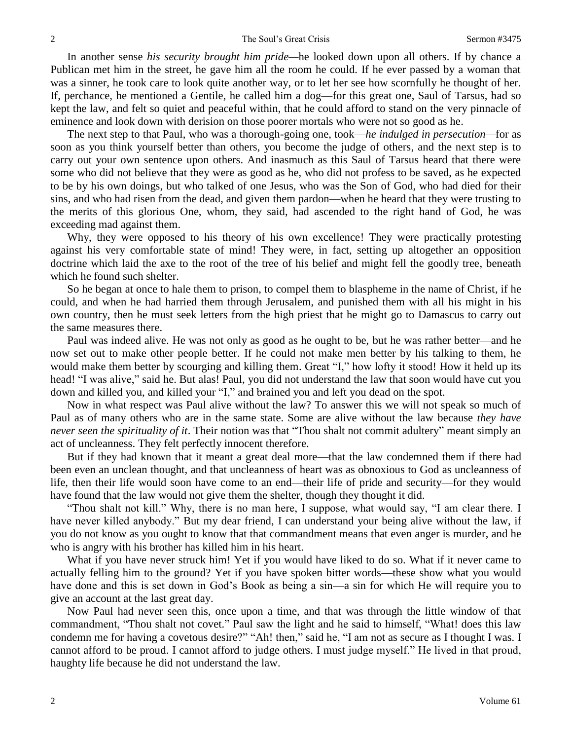In another sense *his security brought him pride*—he looked down upon all others. If by chance a Publican met him in the street, he gave him all the room he could. If he ever passed by a woman that was a sinner, he took care to look quite another way, or to let her see how scornfully he thought of her. If, perchance, he mentioned a Gentile, he called him a dog—for this great one, Saul of Tarsus, had so kept the law, and felt so quiet and peaceful within, that he could afford to stand on the very pinnacle of eminence and look down with derision on those poorer mortals who were not so good as he.

The next step to that Paul, who was a thorough-going one, took—*he indulged in persecution*—for as soon as you think yourself better than others, you become the judge of others, and the next step is to carry out your own sentence upon others. And inasmuch as this Saul of Tarsus heard that there were some who did not believe that they were as good as he, who did not profess to be saved, as he expected to be by his own doings, but who talked of one Jesus, who was the Son of God, who had died for their sins, and who had risen from the dead, and given them pardon—when he heard that they were trusting to the merits of this glorious One, whom, they said, had ascended to the right hand of God, he was exceeding mad against them.

Why, they were opposed to his theory of his own excellence! They were practically protesting against his very comfortable state of mind! They were, in fact, setting up altogether an opposition doctrine which laid the axe to the root of the tree of his belief and might fell the goodly tree, beneath which he found such shelter.

So he began at once to hale them to prison, to compel them to blaspheme in the name of Christ, if he could, and when he had harried them through Jerusalem, and punished them with all his might in his own country, then he must seek letters from the high priest that he might go to Damascus to carry out the same measures there.

Paul was indeed alive. He was not only as good as he ought to be, but he was rather better—and he now set out to make other people better. If he could not make men better by his talking to them, he would make them better by scourging and killing them. Great "I," how lofty it stood! How it held up its head! "I was alive," said he. But alas! Paul, you did not understand the law that soon would have cut you down and killed you, and killed your "I," and brained you and left you dead on the spot.

Now in what respect was Paul alive without the law? To answer this we will not speak so much of Paul as of many others who are in the same state. Some are alive without the law because *they have never seen the spirituality of it*. Their notion was that "Thou shalt not commit adultery" meant simply an act of uncleanness. They felt perfectly innocent therefore.

But if they had known that it meant a great deal more—that the law condemned them if there had been even an unclean thought, and that uncleanness of heart was as obnoxious to God as uncleanness of life, then their life would soon have come to an end—their life of pride and security—for they would have found that the law would not give them the shelter, though they thought it did.

"Thou shalt not kill." Why, there is no man here, I suppose, what would say, "I am clear there. I have never killed anybody." But my dear friend, I can understand your being alive without the law, if you do not know as you ought to know that that commandment means that even anger is murder, and he who is angry with his brother has killed him in his heart.

What if you have never struck him! Yet if you would have liked to do so. What if it never came to actually felling him to the ground? Yet if you have spoken bitter words—these show what you would have done and this is set down in God's Book as being a sin—a sin for which He will require you to give an account at the last great day.

Now Paul had never seen this, once upon a time, and that was through the little window of that commandment, "Thou shalt not covet." Paul saw the light and he said to himself, "What! does this law condemn me for having a covetous desire?" "Ah! then," said he, "I am not as secure as I thought I was. I cannot afford to be proud. I cannot afford to judge others. I must judge myself." He lived in that proud, haughty life because he did not understand the law.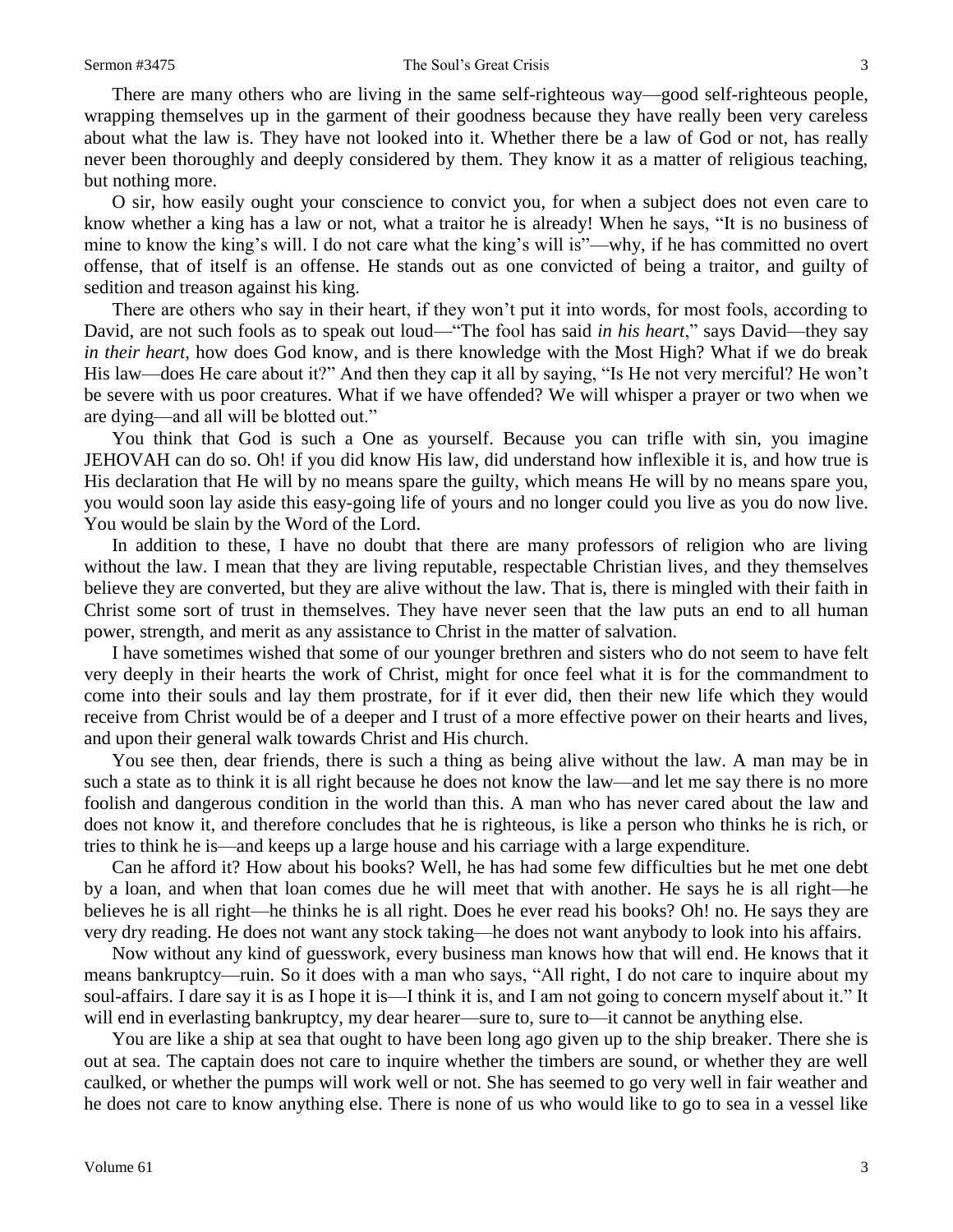There are many others who are living in the same self-righteous way—good self-righteous people, wrapping themselves up in the garment of their goodness because they have really been very careless about what the law is. They have not looked into it. Whether there be a law of God or not, has really never been thoroughly and deeply considered by them. They know it as a matter of religious teaching, but nothing more.

O sir, how easily ought your conscience to convict you, for when a subject does not even care to know whether a king has a law or not, what a traitor he is already! When he says, "It is no business of mine to know the king's will. I do not care what the king's will is"—why, if he has committed no overt offense, that of itself is an offense. He stands out as one convicted of being a traitor, and guilty of sedition and treason against his king.

There are others who say in their heart, if they won't put it into words, for most fools, according to David, are not such fools as to speak out loud—"The fool has said *in his heart*," says David—they say *in their heart*, how does God know, and is there knowledge with the Most High? What if we do break His law—does He care about it?" And then they cap it all by saying, "Is He not very merciful? He won't be severe with us poor creatures. What if we have offended? We will whisper a prayer or two when we are dying—and all will be blotted out."

You think that God is such a One as yourself. Because you can trifle with sin, you imagine JEHOVAH can do so. Oh! if you did know His law, did understand how inflexible it is, and how true is His declaration that He will by no means spare the guilty, which means He will by no means spare you, you would soon lay aside this easy-going life of yours and no longer could you live as you do now live. You would be slain by the Word of the Lord.

In addition to these, I have no doubt that there are many professors of religion who are living without the law. I mean that they are living reputable, respectable Christian lives, and they themselves believe they are converted, but they are alive without the law. That is, there is mingled with their faith in Christ some sort of trust in themselves. They have never seen that the law puts an end to all human power, strength, and merit as any assistance to Christ in the matter of salvation.

I have sometimes wished that some of our younger brethren and sisters who do not seem to have felt very deeply in their hearts the work of Christ, might for once feel what it is for the commandment to come into their souls and lay them prostrate, for if it ever did, then their new life which they would receive from Christ would be of a deeper and I trust of a more effective power on their hearts and lives, and upon their general walk towards Christ and His church.

You see then, dear friends, there is such a thing as being alive without the law. A man may be in such a state as to think it is all right because he does not know the law—and let me say there is no more foolish and dangerous condition in the world than this. A man who has never cared about the law and does not know it, and therefore concludes that he is righteous, is like a person who thinks he is rich, or tries to think he is—and keeps up a large house and his carriage with a large expenditure.

Can he afford it? How about his books? Well, he has had some few difficulties but he met one debt by a loan, and when that loan comes due he will meet that with another. He says he is all right—he believes he is all right—he thinks he is all right. Does he ever read his books? Oh! no. He says they are very dry reading. He does not want any stock taking—he does not want anybody to look into his affairs.

Now without any kind of guesswork, every business man knows how that will end. He knows that it means bankruptcy—ruin. So it does with a man who says, "All right, I do not care to inquire about my soul-affairs. I dare say it is as I hope it is—I think it is, and I am not going to concern myself about it." It will end in everlasting bankruptcy, my dear hearer—sure to, sure to—it cannot be anything else.

You are like a ship at sea that ought to have been long ago given up to the ship breaker. There she is out at sea. The captain does not care to inquire whether the timbers are sound, or whether they are well caulked, or whether the pumps will work well or not. She has seemed to go very well in fair weather and he does not care to know anything else. There is none of us who would like to go to sea in a vessel like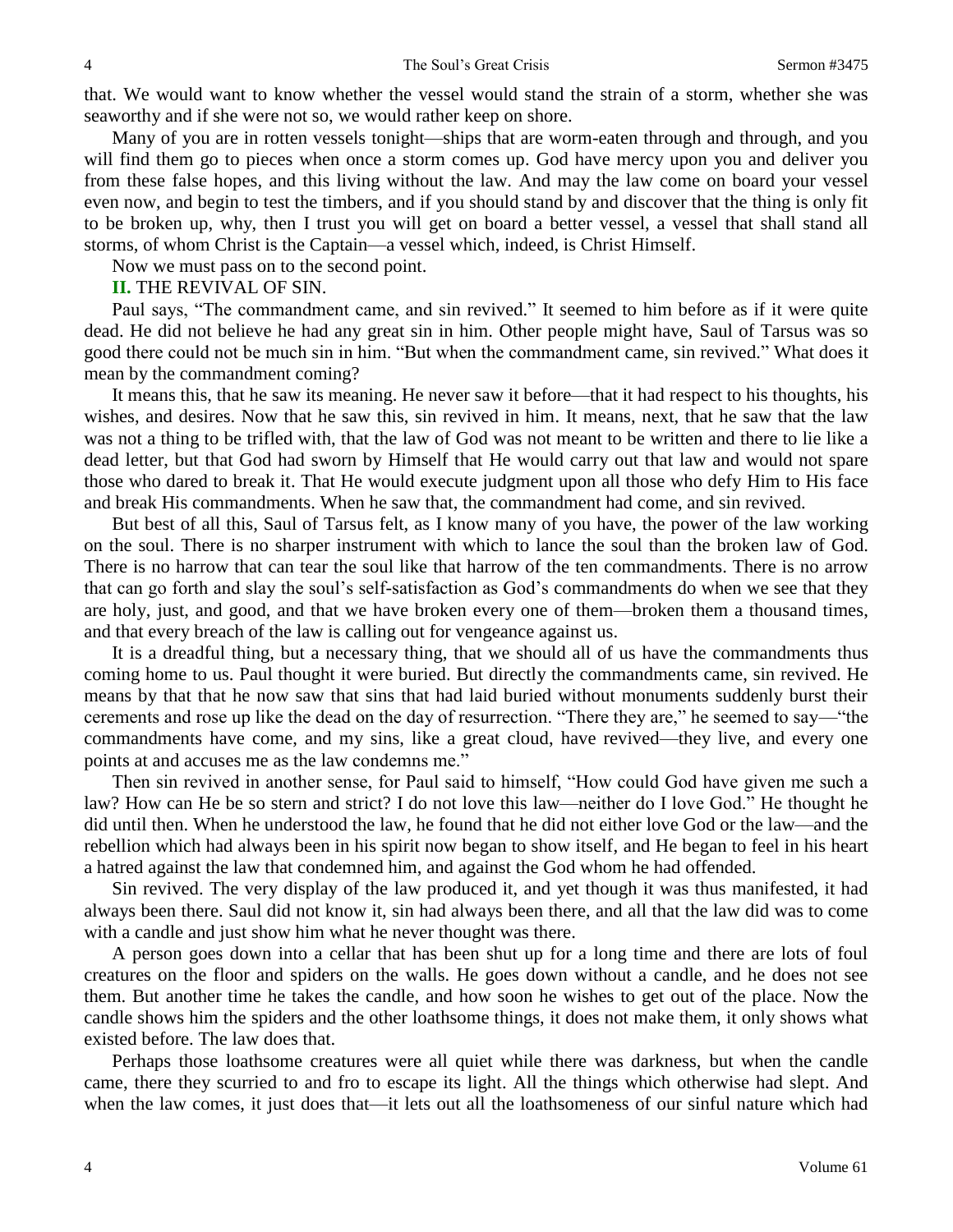that. We would want to know whether the vessel would stand the strain of a storm, whether she was seaworthy and if she were not so, we would rather keep on shore.

Many of you are in rotten vessels tonight—ships that are worm-eaten through and through, and you will find them go to pieces when once a storm comes up. God have mercy upon you and deliver you from these false hopes, and this living without the law. And may the law come on board your vessel even now, and begin to test the timbers, and if you should stand by and discover that the thing is only fit to be broken up, why, then I trust you will get on board a better vessel, a vessel that shall stand all storms, of whom Christ is the Captain—a vessel which, indeed, is Christ Himself.

Now we must pass on to the second point.

**II.** THE REVIVAL OF SIN.

Paul says, "The commandment came, and sin revived." It seemed to him before as if it were quite dead. He did not believe he had any great sin in him. Other people might have, Saul of Tarsus was so good there could not be much sin in him. "But when the commandment came, sin revived." What does it mean by the commandment coming?

It means this, that he saw its meaning. He never saw it before—that it had respect to his thoughts, his wishes, and desires. Now that he saw this, sin revived in him. It means, next, that he saw that the law was not a thing to be trifled with, that the law of God was not meant to be written and there to lie like a dead letter, but that God had sworn by Himself that He would carry out that law and would not spare those who dared to break it. That He would execute judgment upon all those who defy Him to His face and break His commandments. When he saw that, the commandment had come, and sin revived.

But best of all this, Saul of Tarsus felt, as I know many of you have, the power of the law working on the soul. There is no sharper instrument with which to lance the soul than the broken law of God. There is no harrow that can tear the soul like that harrow of the ten commandments. There is no arrow that can go forth and slay the soul's self-satisfaction as God's commandments do when we see that they are holy, just, and good, and that we have broken every one of them—broken them a thousand times, and that every breach of the law is calling out for vengeance against us.

It is a dreadful thing, but a necessary thing, that we should all of us have the commandments thus coming home to us. Paul thought it were buried. But directly the commandments came, sin revived. He means by that that he now saw that sins that had laid buried without monuments suddenly burst their cerements and rose up like the dead on the day of resurrection. "There they are," he seemed to say—"the commandments have come, and my sins, like a great cloud, have revived—they live, and every one points at and accuses me as the law condemns me."

Then sin revived in another sense, for Paul said to himself, "How could God have given me such a law? How can He be so stern and strict? I do not love this law—neither do I love God." He thought he did until then. When he understood the law, he found that he did not either love God or the law—and the rebellion which had always been in his spirit now began to show itself, and He began to feel in his heart a hatred against the law that condemned him, and against the God whom he had offended.

Sin revived. The very display of the law produced it, and yet though it was thus manifested, it had always been there. Saul did not know it, sin had always been there, and all that the law did was to come with a candle and just show him what he never thought was there.

A person goes down into a cellar that has been shut up for a long time and there are lots of foul creatures on the floor and spiders on the walls. He goes down without a candle, and he does not see them. But another time he takes the candle, and how soon he wishes to get out of the place. Now the candle shows him the spiders and the other loathsome things, it does not make them, it only shows what existed before. The law does that.

Perhaps those loathsome creatures were all quiet while there was darkness, but when the candle came, there they scurried to and fro to escape its light. All the things which otherwise had slept. And when the law comes, it just does that—it lets out all the loathsomeness of our sinful nature which had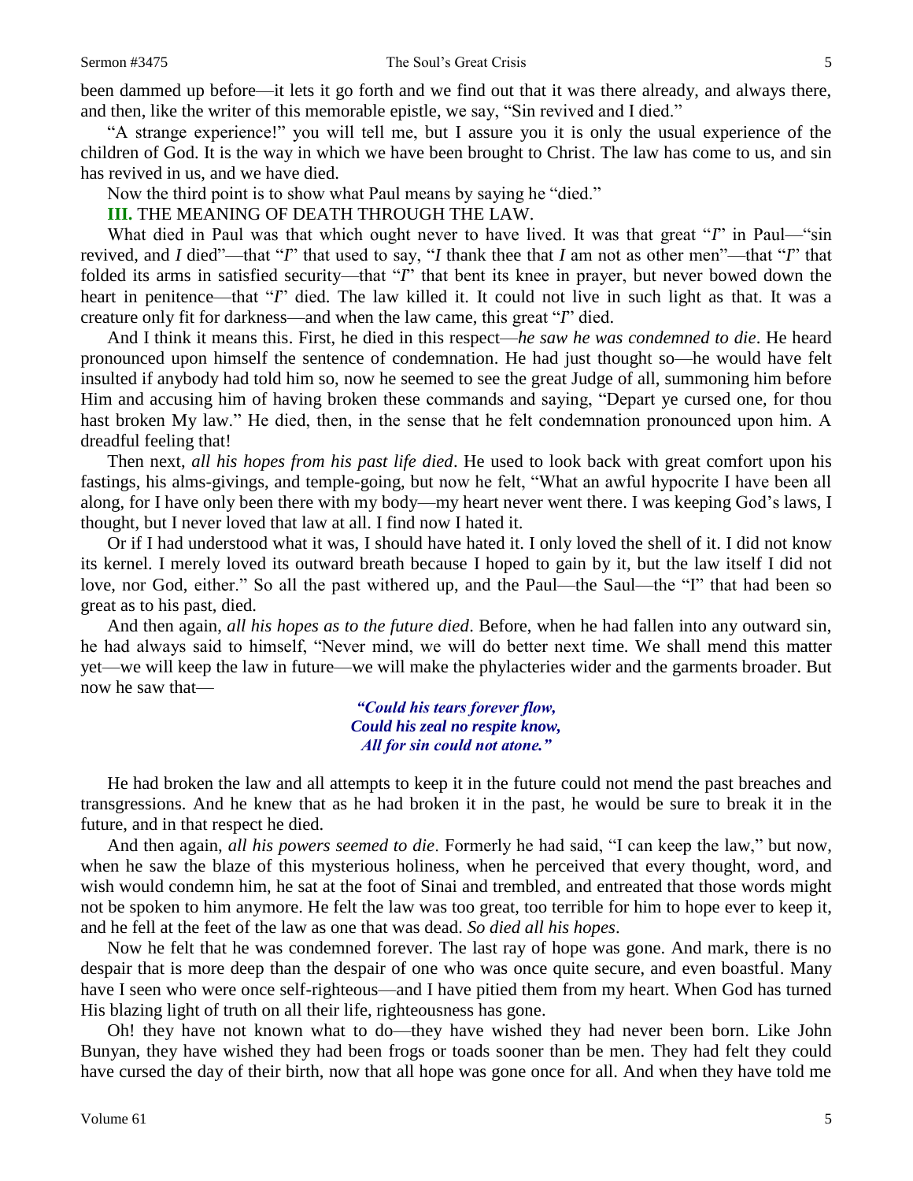been dammed up before—it lets it go forth and we find out that it was there already, and always there, and then, like the writer of this memorable epistle, we say, "Sin revived and I died."

"A strange experience!" you will tell me, but I assure you it is only the usual experience of the children of God. It is the way in which we have been brought to Christ. The law has come to us, and sin has revived in us, and we have died.

Now the third point is to show what Paul means by saying he "died."

**III.** THE MEANING OF DEATH THROUGH THE LAW.

What died in Paul was that which ought never to have lived. It was that great "*I*" in Paul—"sin revived, and *I* died"—that "*I*" that used to say, "*I* thank thee that *I* am not as other men"—that "*I*" that folded its arms in satisfied security—that "*I*" that bent its knee in prayer, but never bowed down the heart in penitence—that "*I*" died. The law killed it. It could not live in such light as that. It was a creature only fit for darkness—and when the law came, this great "*I*" died.

And I think it means this. First, he died in this respect—*he saw he was condemned to die*. He heard pronounced upon himself the sentence of condemnation. He had just thought so—he would have felt insulted if anybody had told him so, now he seemed to see the great Judge of all, summoning him before Him and accusing him of having broken these commands and saying, "Depart ye cursed one, for thou hast broken My law." He died, then, in the sense that he felt condemnation pronounced upon him. A dreadful feeling that!

Then next, *all his hopes from his past life died*. He used to look back with great comfort upon his fastings, his alms-givings, and temple-going, but now he felt, "What an awful hypocrite I have been all along, for I have only been there with my body—my heart never went there. I was keeping God's laws, I thought, but I never loved that law at all. I find now I hated it.

Or if I had understood what it was, I should have hated it. I only loved the shell of it. I did not know its kernel. I merely loved its outward breath because I hoped to gain by it, but the law itself I did not love, nor God, either." So all the past withered up, and the Paul—the Saul—the "I" that had been so great as to his past, died.

And then again, *all his hopes as to the future died*. Before, when he had fallen into any outward sin, he had always said to himself, "Never mind, we will do better next time. We shall mend this matter yet—we will keep the law in future—we will make the phylacteries wider and the garments broader. But now he saw that—

> ***"Could his tears forever flow,***
> ***Could his zeal no respite know,***
> ***All for sin could not atone."***

He had broken the law and all attempts to keep it in the future could not mend the past breaches and transgressions. And he knew that as he had broken it in the past, he would be sure to break it in the future, and in that respect he died.

And then again, *all his powers seemed to die*. Formerly he had said, "I can keep the law," but now, when he saw the blaze of this mysterious holiness, when he perceived that every thought, word, and wish would condemn him, he sat at the foot of Sinai and trembled, and entreated that those words might not be spoken to him anymore. He felt the law was too great, too terrible for him to hope ever to keep it, and he fell at the feet of the law as one that was dead. *So died all his hopes*.

Now he felt that he was condemned forever. The last ray of hope was gone. And mark, there is no despair that is more deep than the despair of one who was once quite secure, and even boastful. Many have I seen who were once self-righteous—and I have pitied them from my heart. When God has turned His blazing light of truth on all their life, righteousness has gone.

Oh! they have not known what to do—they have wished they had never been born. Like John Bunyan, they have wished they had been frogs or toads sooner than be men. They had felt they could have cursed the day of their birth, now that all hope was gone once for all. And when they have told me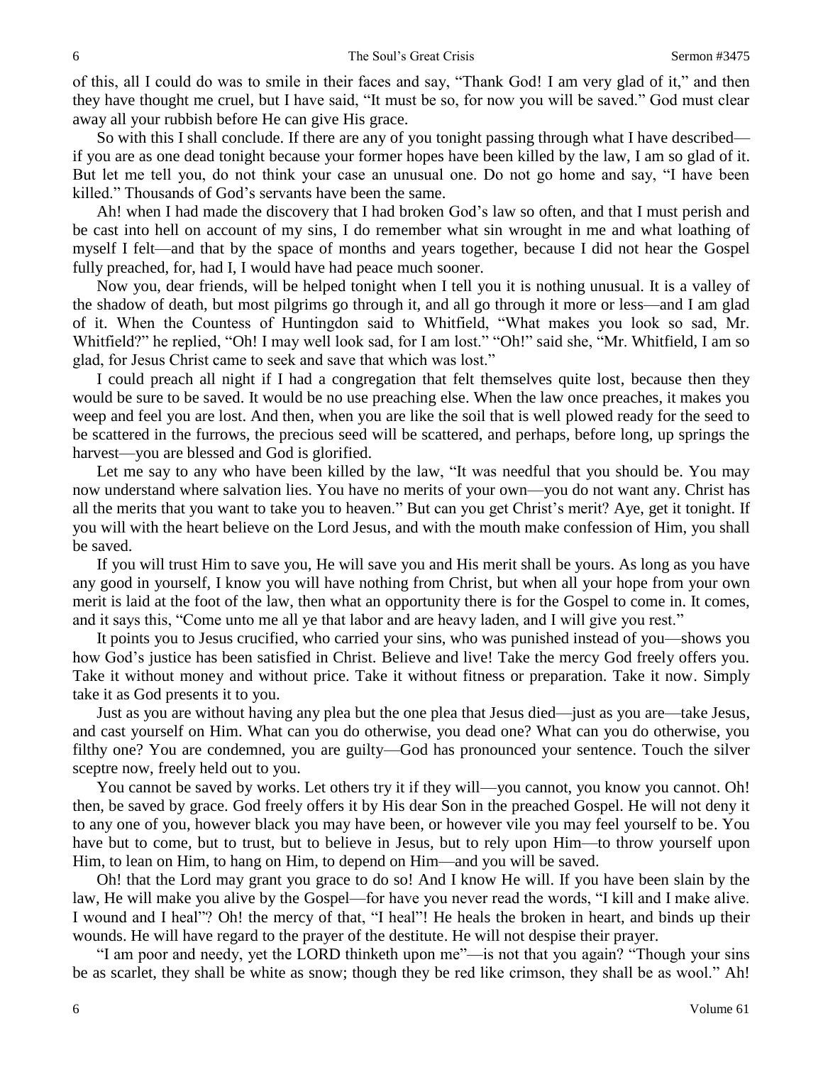of this, all I could do was to smile in their faces and say, "Thank God! I am very glad of it," and then they have thought me cruel, but I have said, "It must be so, for now you will be saved." God must clear away all your rubbish before He can give His grace.

So with this I shall conclude. If there are any of you tonight passing through what I have described—if you are as one dead tonight because your former hopes have been killed by the law, I am so glad of it. But let me tell you, do not think your case an unusual one. Do not go home and say, "I have been killed." Thousands of God's servants have been the same.

Ah! when I had made the discovery that I had broken God's law so often, and that I must perish and be cast into hell on account of my sins, I do remember what sin wrought in me and what loathing of myself I felt—and that by the space of months and years together, because I did not hear the Gospel fully preached, for, had I, I would have had peace much sooner.

Now you, dear friends, will be helped tonight when I tell you it is nothing unusual. It is a valley of the shadow of death, but most pilgrims go through it, and all go through it more or less—and I am glad of it. When the Countess of Huntingdon said to Whitfield, "What makes you look so sad, Mr. Whitfield?" he replied, "Oh! I may well look sad, for I am lost." "Oh!" said she, "Mr. Whitfield, I am so glad, for Jesus Christ came to seek and save that which was lost."

I could preach all night if I had a congregation that felt themselves quite lost, because then they would be sure to be saved. It would be no use preaching else. When the law once preaches, it makes you weep and feel you are lost. And then, when you are like the soil that is well plowed ready for the seed to be scattered in the furrows, the precious seed will be scattered, and perhaps, before long, up springs the harvest—you are blessed and God is glorified.

Let me say to any who have been killed by the law, "It was needful that you should be. You may now understand where salvation lies. You have no merits of your own—you do not want any. Christ has all the merits that you want to take you to heaven." But can you get Christ's merit? Aye, get it tonight. If you will with the heart believe on the Lord Jesus, and with the mouth make confession of Him, you shall be saved.

If you will trust Him to save you, He will save you and His merit shall be yours. As long as you have any good in yourself, I know you will have nothing from Christ, but when all your hope from your own merit is laid at the foot of the law, then what an opportunity there is for the Gospel to come in. It comes, and it says this, "Come unto me all ye that labor and are heavy laden, and I will give you rest."

It points you to Jesus crucified, who carried your sins, who was punished instead of you—shows you how God's justice has been satisfied in Christ. Believe and live! Take the mercy God freely offers you. Take it without money and without price. Take it without fitness or preparation. Take it now. Simply take it as God presents it to you.

Just as you are without having any plea but the one plea that Jesus died—just as you are—take Jesus, and cast yourself on Him. What can you do otherwise, you dead one? What can you do otherwise, you filthy one? You are condemned, you are guilty—God has pronounced your sentence. Touch the silver sceptre now, freely held out to you.

You cannot be saved by works. Let others try it if they will—you cannot, you know you cannot. Oh! then, be saved by grace. God freely offers it by His dear Son in the preached Gospel. He will not deny it to any one of you, however black you may have been, or however vile you may feel yourself to be. You have but to come, but to trust, but to believe in Jesus, but to rely upon Him—to throw yourself upon Him, to lean on Him, to hang on Him, to depend on Him—and you will be saved.

Oh! that the Lord may grant you grace to do so! And I know He will. If you have been slain by the law, He will make you alive by the Gospel—for have you never read the words, "I kill and I make alive. I wound and I heal"? Oh! the mercy of that, "I heal"! He heals the broken in heart, and binds up their wounds. He will have regard to the prayer of the destitute. He will not despise their prayer.

"I am poor and needy, yet the LORD thinketh upon me"—is not that you again? "Though your sins be as scarlet, they shall be white as snow; though they be red like crimson, they shall be as wool." Ah!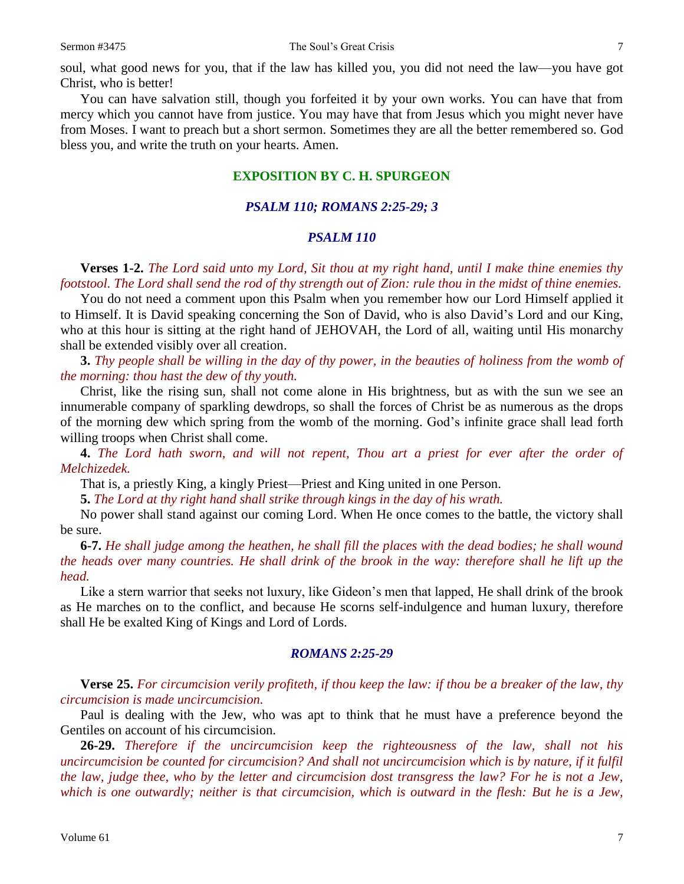soul, what good news for you, that if the law has killed you, you did not need the law—you have got Christ, who is better!

You can have salvation still, though you forfeited it by your own works. You can have that from mercy which you cannot have from justice. You may have that from Jesus which you might never have from Moses. I want to preach but a short sermon. Sometimes they are all the better remembered so. God bless you, and write the truth on your hearts. Amen.

## EXPOSITION BY C. H. SPURGEON

### *PSALM 110; ROMANS 2:25-29; 3*

### *PSALM 110*

**Verses 1-2.** *The Lord said unto my Lord, Sit thou at my right hand, until I make thine enemies thy footstool. The Lord shall send the rod of thy strength out of Zion: rule thou in the midst of thine enemies.*

You do not need a comment upon this Psalm when you remember how our Lord Himself applied it to Himself. It is David speaking concerning the Son of David, who is also David's Lord and our King, who at this hour is sitting at the right hand of JEHOVAH, the Lord of all, waiting until His monarchy shall be extended visibly over all creation.

**3.** *Thy people shall be willing in the day of thy power, in the beauties of holiness from the womb of the morning: thou hast the dew of thy youth.*

Christ, like the rising sun, shall not come alone in His brightness, but as with the sun we see an innumerable company of sparkling dewdrops, so shall the forces of Christ be as numerous as the drops of the morning dew which spring from the womb of the morning. God's infinite grace shall lead forth willing troops when Christ shall come.

**4.** *The Lord hath sworn, and will not repent, Thou art a priest for ever after the order of Melchizedek.*

That is, a priestly King, a kingly Priest—Priest and King united in one Person.

**5.** *The Lord at thy right hand shall strike through kings in the day of his wrath.*

No power shall stand against our coming Lord. When He once comes to the battle, the victory shall be sure.

**6-7.** *He shall judge among the heathen, he shall fill the places with the dead bodies; he shall wound the heads over many countries. He shall drink of the brook in the way: therefore shall he lift up the head.*

Like a stern warrior that seeks not luxury, like Gideon's men that lapped, He shall drink of the brook as He marches on to the conflict, and because He scorns self-indulgence and human luxury, therefore shall He be exalted King of Kings and Lord of Lords.

### *ROMANS 2:25-29*

**Verse 25.** *For circumcision verily profiteth, if thou keep the law: if thou be a breaker of the law, thy circumcision is made uncircumcision.*

Paul is dealing with the Jew, who was apt to think that he must have a preference beyond the Gentiles on account of his circumcision.

**26-29.** *Therefore if the uncircumcision keep the righteousness of the law, shall not his uncircumcision be counted for circumcision? And shall not uncircumcision which is by nature, if it fulfil the law, judge thee, who by the letter and circumcision dost transgress the law? For he is not a Jew, which is one outwardly; neither is that circumcision, which is outward in the flesh: But he is a Jew,*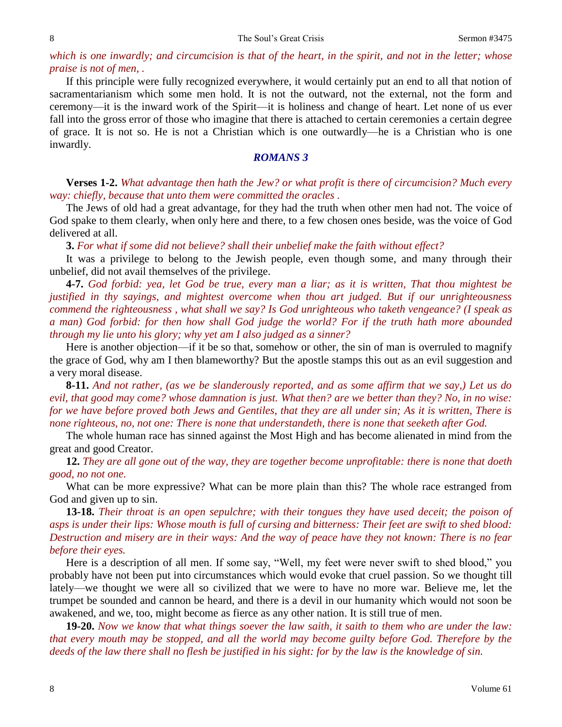*which is one inwardly; and circumcision is that of the heart, in the spirit, and not in the letter; whose praise is not of men, .*

If this principle were fully recognized everywhere, it would certainly put an end to all that notion of sacramentarianism which some men hold. It is not the outward, not the external, not the form and ceremony—it is the inward work of the Spirit—it is holiness and change of heart. Let none of us ever fall into the gross error of those who imagine that there is attached to certain ceremonies a certain degree of grace. It is not so. He is not a Christian which is one outwardly—he is a Christian who is one inwardly.

## *ROMANS 3*

**Verses 1-2.** *What advantage then hath the Jew? or what profit is there of circumcision? Much every way: chiefly, because that unto them were committed the oracles .*

The Jews of old had a great advantage, for they had the truth when other men had not. The voice of God spake to them clearly, when only here and there, to a few chosen ones beside, was the voice of God delivered at all.

**3.** *For what if some did not believe? shall their unbelief make the faith without effect?*

It was a privilege to belong to the Jewish people, even though some, and many through their unbelief, did not avail themselves of the privilege.

**4-7.** *God forbid: yea, let God be true, every man a liar; as it is written, That thou mightest be justified in thy sayings, and mightest overcome when thou art judged. But if our unrighteousness commend the righteousness , what shall we say? Is God unrighteous who taketh vengeance? (I speak as a man) God forbid: for then how shall God judge the world? For if the truth hath more abounded through my lie unto his glory; why yet am I also judged as a sinner?*

Here is another objection—if it be so that, somehow or other, the sin of man is overruled to magnify the grace of God, why am I then blameworthy? But the apostle stamps this out as an evil suggestion and a very moral disease.

**8-11.** *And not rather, (as we be slanderously reported, and as some affirm that we say,) Let us do evil, that good may come? whose damnation is just. What then? are we better than they? No, in no wise: for we have before proved both Jews and Gentiles, that they are all under sin; As it is written, There is none righteous, no, not one: There is none that understandeth, there is none that seeketh after God.*

The whole human race has sinned against the Most High and has become alienated in mind from the great and good Creator.

**12.** *They are all gone out of the way, they are together become unprofitable: there is none that doeth good, no not one.*

What can be more expressive? What can be more plain than this? The whole race estranged from God and given up to sin.

**13-18.** *Their throat is an open sepulchre; with their tongues they have used deceit; the poison of asps is under their lips: Whose mouth is full of cursing and bitterness: Their feet are swift to shed blood: Destruction and misery are in their ways: And the way of peace have they not known: There is no fear before their eyes.*

Here is a description of all men. If some say, "Well, my feet were never swift to shed blood," you probably have not been put into circumstances which would evoke that cruel passion. So we thought till lately—we thought we were all so civilized that we were to have no more war. Believe me, let the trumpet be sounded and cannon be heard, and there is a devil in our humanity which would not soon be awakened, and we, too, might become as fierce as any other nation. It is still true of men.

**19-20.** *Now we know that what things soever the law saith, it saith to them who are under the law: that every mouth may be stopped, and all the world may become guilty before God. Therefore by the deeds of the law there shall no flesh be justified in his sight: for by the law is the knowledge of sin.*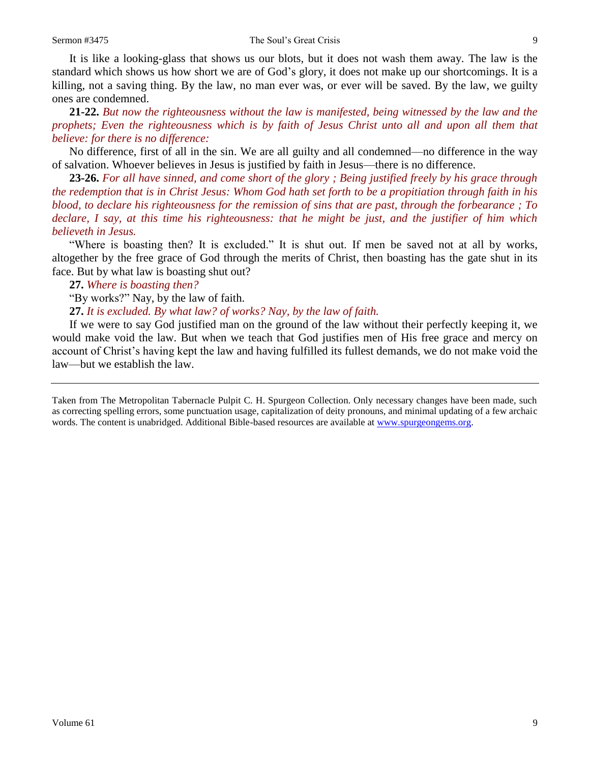It is like a looking-glass that shows us our blots, but it does not wash them away. The law is the standard which shows us how short we are of God's glory, it does not make up our shortcomings. It is a killing, not a saving thing. By the law, no man ever was, or ever will be saved. By the law, we guilty ones are condemned.

**21-22.** *But now the righteousness without the law is manifested, being witnessed by the law and the prophets; Even the righteousness which is by faith of Jesus Christ unto all and upon all them that believe: for there is no difference:*

No difference, first of all in the sin. We are all guilty and all condemned—no difference in the way of salvation. Whoever believes in Jesus is justified by faith in Jesus—there is no difference.

**23-26.** *For all have sinned, and come short of the glory ; Being justified freely by his grace through the redemption that is in Christ Jesus: Whom God hath set forth to be a propitiation through faith in his blood, to declare his righteousness for the remission of sins that are past, through the forbearance ; To declare, I say, at this time his righteousness: that he might be just, and the justifier of him which believeth in Jesus.*

"Where is boasting then? It is excluded." It is shut out. If men be saved not at all by works, altogether by the free grace of God through the merits of Christ, then boasting has the gate shut in its face. But by what law is boasting shut out?

**27.** *Where is boasting then?*

"By works?" Nay, by the law of faith.

**27.** *It is excluded. By what law? of works? Nay, by the law of faith.*

If we were to say God justified man on the ground of the law without their perfectly keeping it, we would make void the law. But when we teach that God justifies men of His free grace and mercy on account of Christ's having kept the law and having fulfilled its fullest demands, we do not make void the law—but we establish the law.

---

Taken from The Metropolitan Tabernacle Pulpit C. H. Spurgeon Collection. Only necessary changes have been made, such as correcting spelling errors, some punctuation usage, capitalization of deity pronouns, and minimal updating of a few archaic words. The content is unabridged. Additional Bible-based resources are available at www.spurgeongems.org.